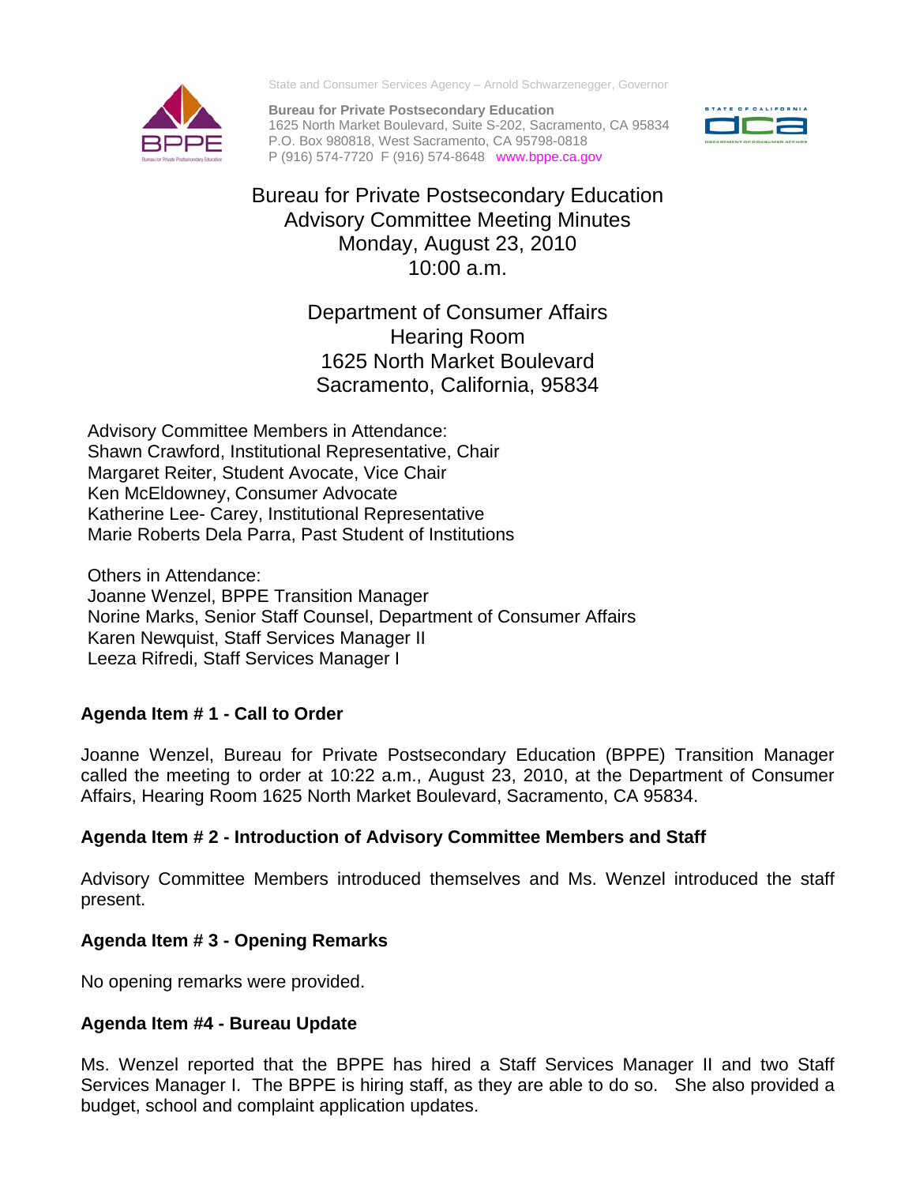State and Consumer Services Agency – Arnold Schwarzenegger, Governor

**Bureau for Private Postsecondary Education**
1625 North Market Boulevard, Suite S-202, Sacramento, CA 95834
P.O. Box 980818, West Sacramento, CA 95798-0818
P (916) 574-7720 F (916) 574-8648 www.bppe.ca.gov

# Bureau for Private Postsecondary Education Advisory Committee Meeting Minutes
Monday, August 23, 2010
10:00 a.m.

Department of Consumer Affairs
Hearing Room
1625 North Market Boulevard
Sacramento, California, 95834

Advisory Committee Members in Attendance:
Shawn Crawford, Institutional Representative, Chair
Margaret Reiter, Student Avocate, Vice Chair
Ken McEldowney, Consumer Advocate
Katherine Lee- Carey, Institutional Representative
Marie Roberts Dela Parra, Past Student of Institutions

Others in Attendance:
Joanne Wenzel, BPPE Transition Manager
Norine Marks, Senior Staff Counsel, Department of Consumer Affairs
Karen Newquist, Staff Services Manager II
Leeza Rifredi, Staff Services Manager I

**Agenda Item # 1 - Call to Order**

Joanne Wenzel, Bureau for Private Postsecondary Education (BPPE) Transition Manager called the meeting to order at 10:22 a.m., August 23, 2010, at the Department of Consumer Affairs, Hearing Room 1625 North Market Boulevard, Sacramento, CA 95834.

**Agenda Item # 2 - Introduction of Advisory Committee Members and Staff**

Advisory Committee Members introduced themselves and Ms. Wenzel introduced the staff present.

**Agenda Item # 3 - Opening Remarks**

No opening remarks were provided.

**Agenda Item #4 - Bureau Update**

Ms. Wenzel reported that the BPPE has hired a Staff Services Manager II and two Staff Services Manager I. The BPPE is hiring staff, as they are able to do so. She also provided a budget, school and complaint application updates.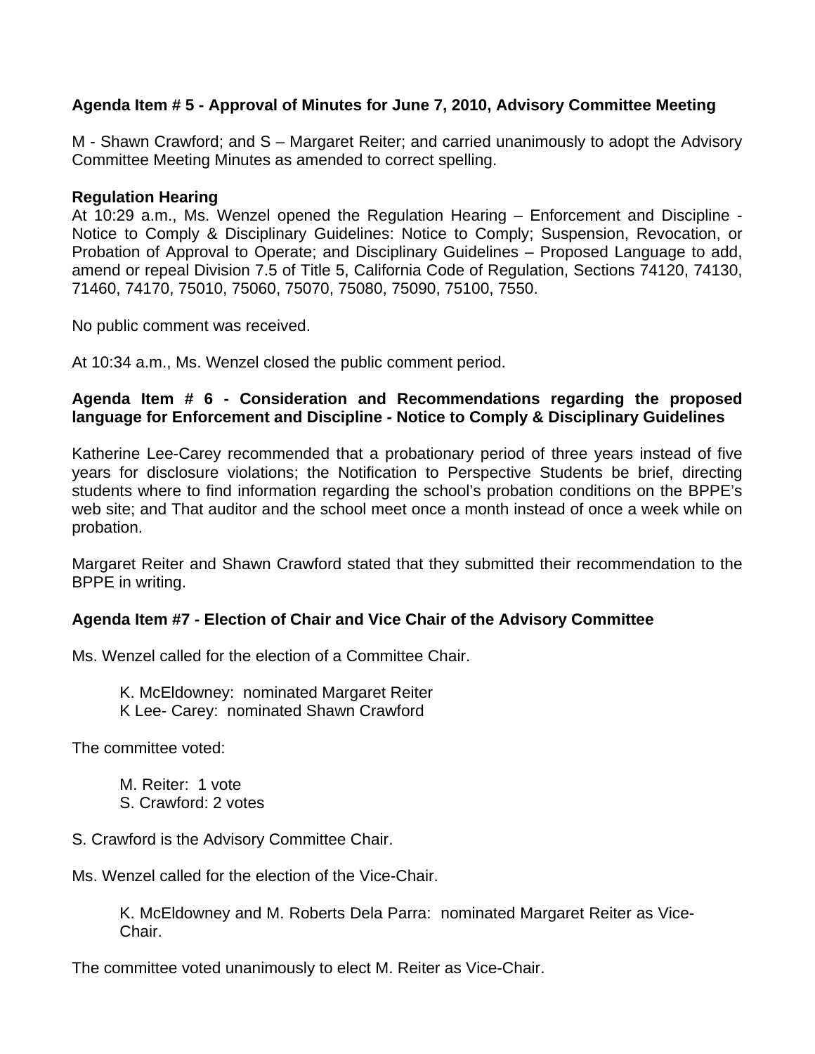**Agenda Item # 5 - Approval of Minutes for June 7, 2010, Advisory Committee Meeting**

M - Shawn Crawford; and S – Margaret Reiter; and carried unanimously to adopt the Advisory Committee Meeting Minutes as amended to correct spelling.

**Regulation Hearing**

At 10:29 a.m., Ms. Wenzel opened the Regulation Hearing – Enforcement and Discipline - Notice to Comply & Disciplinary Guidelines: Notice to Comply; Suspension, Revocation, or Probation of Approval to Operate; and Disciplinary Guidelines – Proposed Language to add, amend or repeal Division 7.5 of Title 5, California Code of Regulation, Sections 74120, 74130, 71460, 74170, 75010, 75060, 75070, 75080, 75090, 75100, 7550.

No public comment was received.

At 10:34 a.m., Ms. Wenzel closed the public comment period.

**Agenda Item # 6 - Consideration and Recommendations regarding the proposed language for Enforcement and Discipline - Notice to Comply & Disciplinary Guidelines**

Katherine Lee-Carey recommended that a probationary period of three years instead of five years for disclosure violations; the Notification to Perspective Students be brief, directing students where to find information regarding the school's probation conditions on the BPPE's web site; and That auditor and the school meet once a month instead of once a week while on probation.

Margaret Reiter and Shawn Crawford stated that they submitted their recommendation to the BPPE in writing.

**Agenda Item #7 - Election of Chair and Vice Chair of the Advisory Committee**

Ms. Wenzel called for the election of a Committee Chair.

K. McEldowney: nominated Margaret Reiter
K Lee- Carey: nominated Shawn Crawford

The committee voted:

M. Reiter: 1 vote
S. Crawford: 2 votes

S. Crawford is the Advisory Committee Chair.

Ms. Wenzel called for the election of the Vice-Chair.

K. McEldowney and M. Roberts Dela Parra: nominated Margaret Reiter as Vice-Chair.

The committee voted unanimously to elect M. Reiter as Vice-Chair.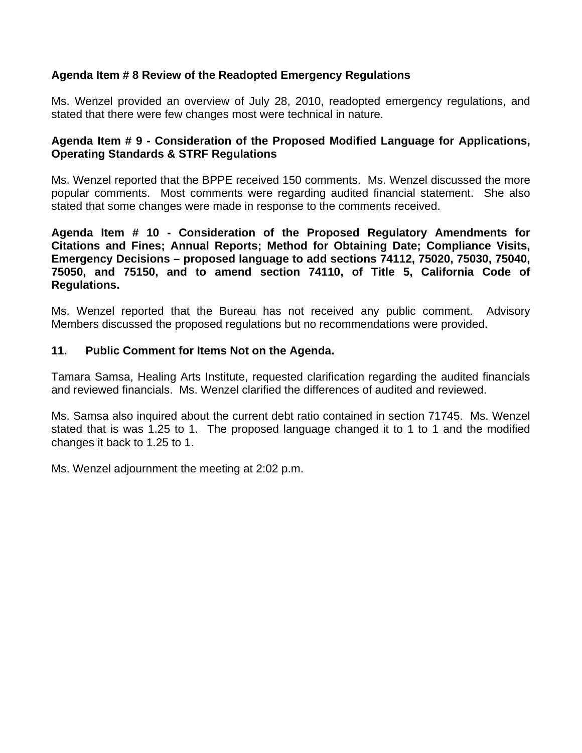**Agenda Item # 8 Review of the Readopted Emergency Regulations**

Ms. Wenzel provided an overview of July 28, 2010, readopted emergency regulations, and stated that there were few changes most were technical in nature.

**Agenda Item # 9 - Consideration of the Proposed Modified Language for Applications, Operating Standards & STRF Regulations**

Ms. Wenzel reported that the BPPE received 150 comments. Ms. Wenzel discussed the more popular comments. Most comments were regarding audited financial statement. She also stated that some changes were made in response to the comments received.

**Agenda Item # 10 - Consideration of the Proposed Regulatory Amendments for Citations and Fines; Annual Reports; Method for Obtaining Date; Compliance Visits, Emergency Decisions – proposed language to add sections 74112, 75020, 75030, 75040, 75050, and 75150, and to amend section 74110, of Title 5, California Code of Regulations.**

Ms. Wenzel reported that the Bureau has not received any public comment. Advisory Members discussed the proposed regulations but no recommendations were provided.

**11. Public Comment for Items Not on the Agenda.**

Tamara Samsa, Healing Arts Institute, requested clarification regarding the audited financials and reviewed financials. Ms. Wenzel clarified the differences of audited and reviewed.

Ms. Samsa also inquired about the current debt ratio contained in section 71745. Ms. Wenzel stated that is was 1.25 to 1. The proposed language changed it to 1 to 1 and the modified changes it back to 1.25 to 1.

Ms. Wenzel adjournment the meeting at 2:02 p.m.